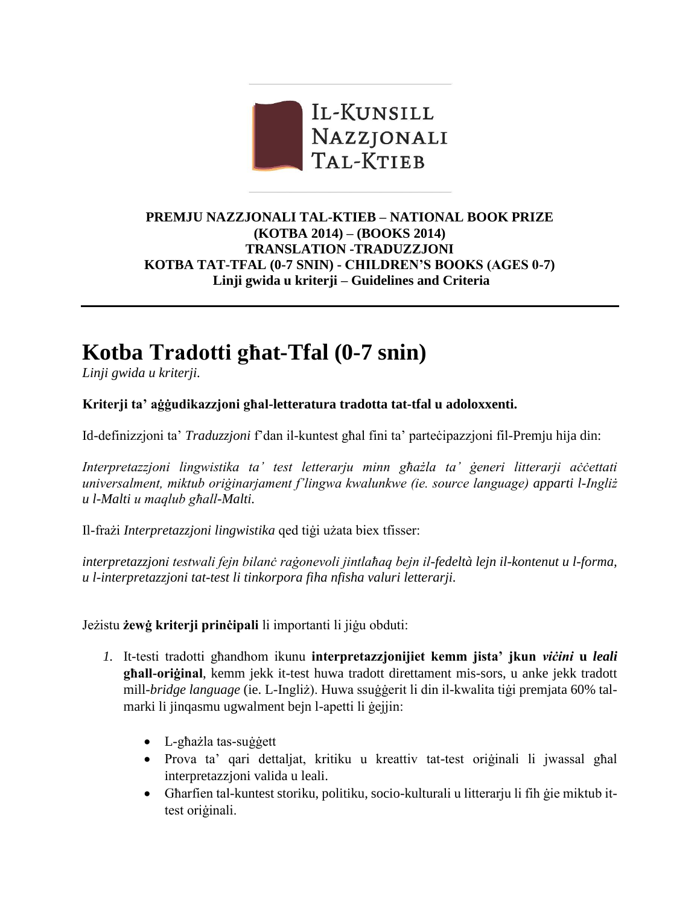IL-KUNSILL NAZZJONALI TAL-KTIEB

**PREMJU NAZZJONALI TAL-KTIEB – NATIONAL BOOK PRIZE**
**(KOTBA 2014) – (BOOKS 2014)**
**TRANSLATION -TRADUZZJONI**
**KOTBA TAT-TFAL (0-7 SNIN) - CHILDREN'S BOOKS (AGES 0-7)**
**Linji gwida u kriterji – Guidelines and Criteria**

---

# Kotba Tradotti għat-Tfal (0-7 snin)

*Linji gwida u kriterji.*

**Kriterji ta' aġġudikazzjoni għal-letteratura tradotta tat-tfal u adoloxxenti.**

Id-definizzjoni ta' *Traduzzjoni* f'dan il-kuntest għal fini ta' parteċipazzjoni fil-Premju hija din:

*Interpretazzjoni lingwistika ta' test letterarju minn għażla ta' ġeneri litterarji aċċettati universalment, miktub oriġinarjament f'lingwa kwalunkwe (ie. source language) apparti l-Ingliż u l-Malti u maqlub għall-Malti.*

Il-frażi *Interpretazzjoni lingwistika* qed tiġi użata biex tfisser:

*interpretazzjoni testwali fejn bilanċ raġonevoli jintlaħaq bejn il-fedeltà lejn il-kontenut u l-forma, u l-interpretazzjoni tat-test li tinkorpora fiha nfisha valuri letterarji.*

Jeżistu **żewġ kriterji prinċipali** li importanti li jiġu obduti:

1. It-testi tradotti għandhom ikunu **interpretazzjonijiet kemm jista' jkun *viċini* u *leali* għall-oriġinal**, kemm jekk it-test huwa tradott direttament mis-sors, u anke jekk tradott mill-*bridge language* (ie. L-Ingliż). Huwa ssuġġerit li din il-kwalita tiġi premjata 60% tal-marki li jinqasmu ugwalment bejn l-apetti li ġejjin:

    - L-għażla tas-suġġett
    - Prova ta' qari dettaljat, kritiku u kreattiv tat-test oriġinali li jwassal għal interpretazzjoni valida u leali.
    - Għarfien tal-kuntest storiku, politiku, socio-kulturali u litterarju li fih ġie miktub it-test oriġinali.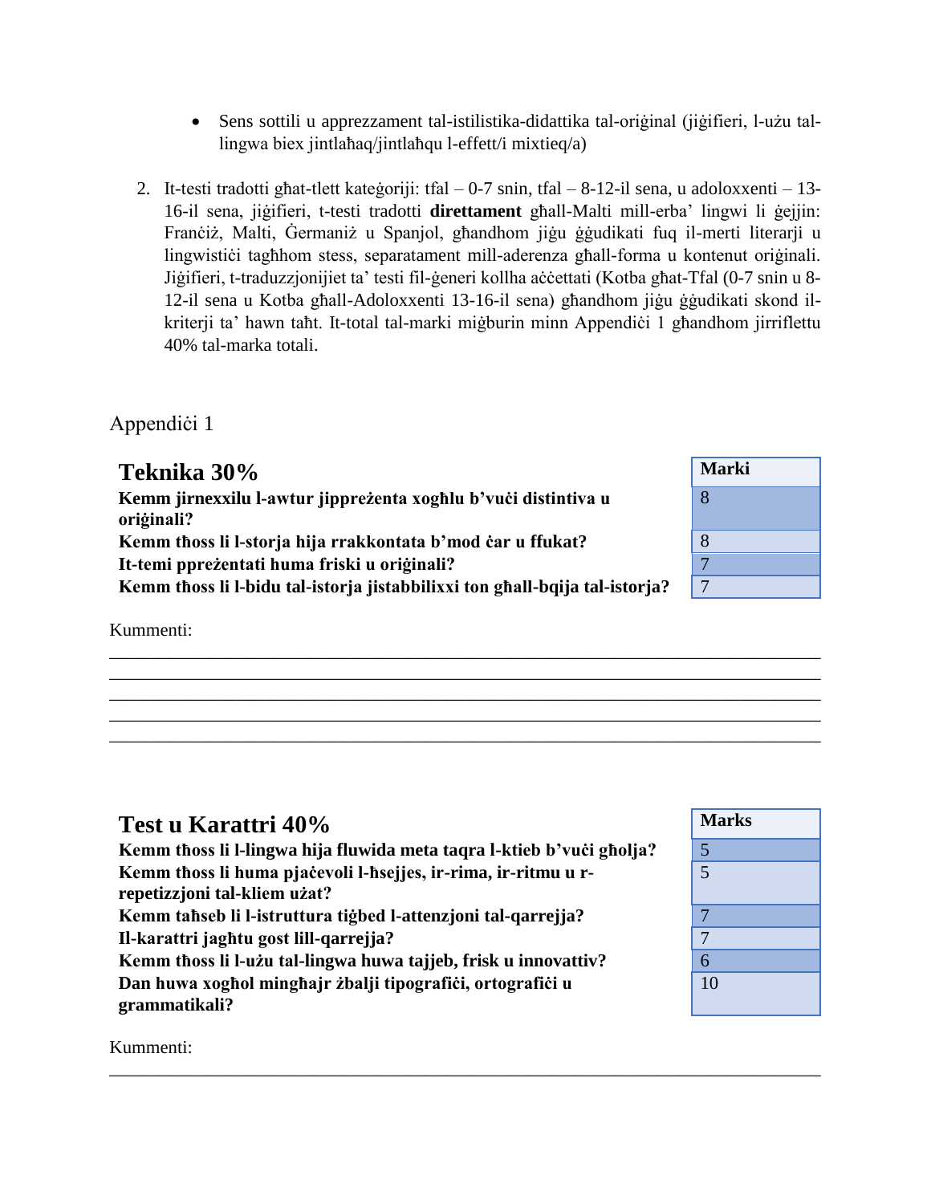- Sens sottili u apprezzament tal-istilistika-didattika tal-oriġinal (jiġifieri, l-użu tal-lingwa biex jintlaħaq/jintlaħqu l-effett/i mixtieq/a)

2. It-testi tradotti għat-tlett kateġoriji: tfal – 0-7 snin, tfal – 8-12-il sena, u adoloxxenti – 13-16-il sena, jiġifieri, t-testi tradotti **direttament** għall-Malti mill-erba' lingwi li ġejjin: Franċiż, Malti, Ġermaniż u Spanjol, għandhom jiġu ġġudikati fuq il-merti letterarji u lingwistiċi tagħhom stess, separatament mill-aderenza għall-forma u kontenut oriġinali. Jiġifieri, t-traduzzjonijiet ta' testi fil-ġeneri kollha aċċettati (Kotba għat-Tfal (0-7 snin u 8-12-il sena u Kotba għall-Adoloxxenti 13-16-il sena) għandhom jiġu ġġudikati skond il-kriterji ta' hawn taħt. It-total tal-marki miġburin minn Appendiċi 1 għandhom jirriflettu 40% tal-marka totali.

## Appendiċi 1

| **Teknika 30%** | **Marki** |
|---|---|
| **Kemm jirnexxilu l-awtur jippreżenta xogħlu b'vuċi distintiva u oriġinali?** | 8 |
| **Kemm tħoss li l-storja hija rrakkontata b'mod ċar u ffukat?** | 8 |
| **It-temi ppreżentati huma friski u oriġinali?** | 7 |
| **Kemm tħoss li l-bidu tal-istorja jistabbilixxi ton għall-bqija tal-istorja?** | 7 |

Kummenti:

_______________________________________________________________________________
_______________________________________________________________________________
_______________________________________________________________________________
_______________________________________________________________________________
_______________________________________________________________________________

| **Test u Karattri 40%** | **Marks** |
|---|---|
| **Kemm tħoss li l-lingwa hija fluwida meta taqra l-ktieb b'vuċi għolja?** | 5 |
| **Kemm tħoss li huma pjaċevoli l-ħsejjes, ir-rima, ir-ritmu u r-repetizzjoni tal-kliem użat?** | 5 |
| **Kemm taħseb li l-istruttura tiġbed l-attenzjoni tal-qarrejja?** | 7 |
| **Il-karattri jagħtu gost lill-qarrejja?** | 7 |
| **Kemm tħoss li l-użu tal-lingwa huwa tajjeb, frisk u innovattiv?** | 6 |
| **Dan huwa xogħol mingħajr żbalji tipografiċi, ortografiċi u grammatikali?** | 10 |

Kummenti:

_______________________________________________________________________________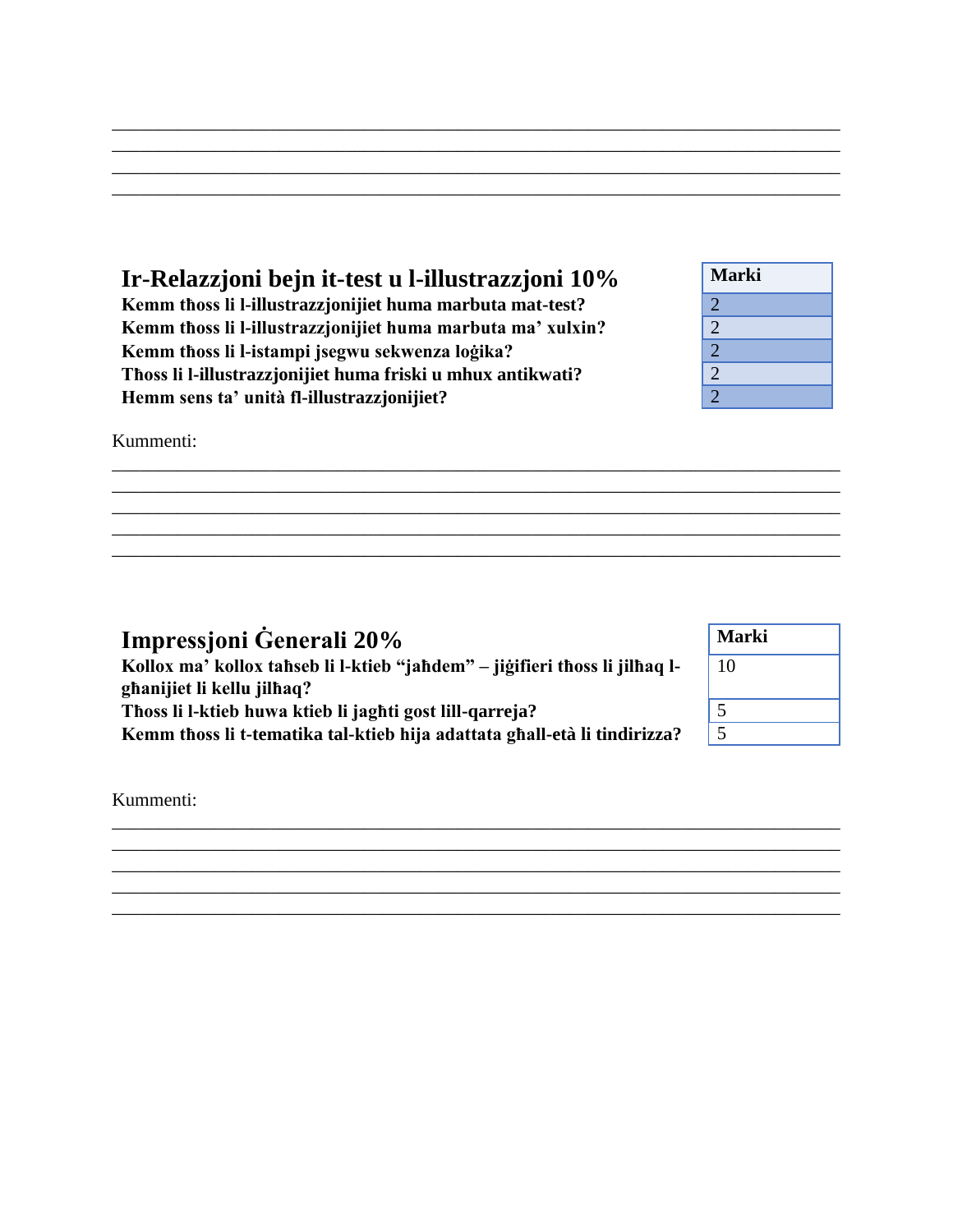________________________________________________________________________________
________________________________________________________________________________
________________________________________________________________________________
________________________________________________________________________________

## Ir-Relazzjoni bejn it-test u l-illustrazzjoni 10%

| | Marki |
|---|---|
| **Kemm tħoss li l-illustrazzjonijiet huma marbuta mat-test?** | 2 |
| **Kemm tħoss li l-illustrazzjonijiet huma marbuta ma' xulxin?** | 2 |
| **Kemm tħoss li l-istampi jsegwu sekwenza loġika?** | 2 |
| **Tħoss li l-illustrazzjonijiet huma friski u mhux antikwati?** | 2 |
| **Hemm sens ta' unità fl-illustrazzjonijiet?** | 2 |

Kummenti:
________________________________________________________________________________
________________________________________________________________________________
________________________________________________________________________________
________________________________________________________________________________
________________________________________________________________________________

## Impressjoni Ġenerali 20%

| | Marki |
|---|---|
| **Kollox ma' kollox taħseb li l-ktieb "jaħdem" – jiġifieri tħoss li jilħaq l-għanijiet li kellu jilħaq?** | 10 |
| **Tħoss li l-ktieb huwa ktieb li jagħti gost lill-qarreja?** | 5 |
| **Kemm tħoss li t-tematika tal-ktieb hija adattata għall-età li tindirizza?** | 5 |

Kummenti:
________________________________________________________________________________
________________________________________________________________________________
________________________________________________________________________________
________________________________________________________________________________
________________________________________________________________________________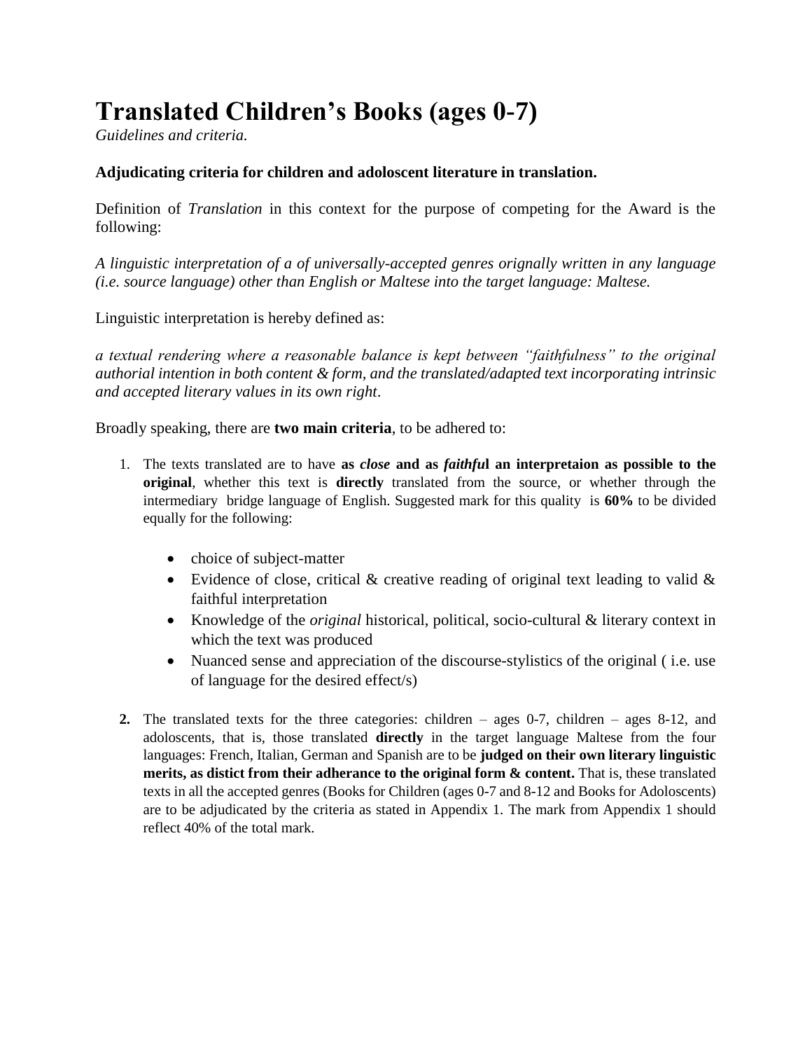# Translated Children's Books (ages 0-7)

*Guidelines and criteria.*

**Adjudicating criteria for children and adoloscent literature in translation.**

Definition of *Translation* in this context for the purpose of competing for the Award is the following:

*A linguistic interpretation of a of universally-accepted genres orignally written in any language (i.e. source language) other than English or Maltese into the target language: Maltese.*

Linguistic interpretation is hereby defined as:

*a textual rendering where a reasonable balance is kept between "faithfulness" to the original authorial intention in both content & form, and the translated/adapted text incorporating intrinsic and accepted literary values in its own right*.

Broadly speaking, there are **two main criteria**, to be adhered to:

1. The texts translated are to have **as *close* and as *faithfu*l an interpretaion as possible to the original**, whether this text is **directly** translated from the source, or whether through the intermediary bridge language of English. Suggested mark for this quality is **60%** to be divided equally for the following:
   - choice of subject-matter
   - Evidence of close, critical & creative reading of original text leading to valid & faithful interpretation
   - Knowledge of the *original* historical, political, socio-cultural & literary context in which the text was produced
   - Nuanced sense and appreciation of the discourse-stylistics of the original ( i.e. use of language for the desired effect/s)

2. The translated texts for the three categories: children – ages 0-7, children – ages 8-12, and adoloscents, that is, those translated **directly** in the target language Maltese from the four languages: French, Italian, German and Spanish are to be **judged on their own literary linguistic merits, as distict from their adherance to the original form & content.** That is, these translated texts in all the accepted genres (Books for Children (ages 0-7 and 8-12 and Books for Adoloscents) are to be adjudicated by the criteria as stated in Appendix 1. The mark from Appendix 1 should reflect 40% of the total mark.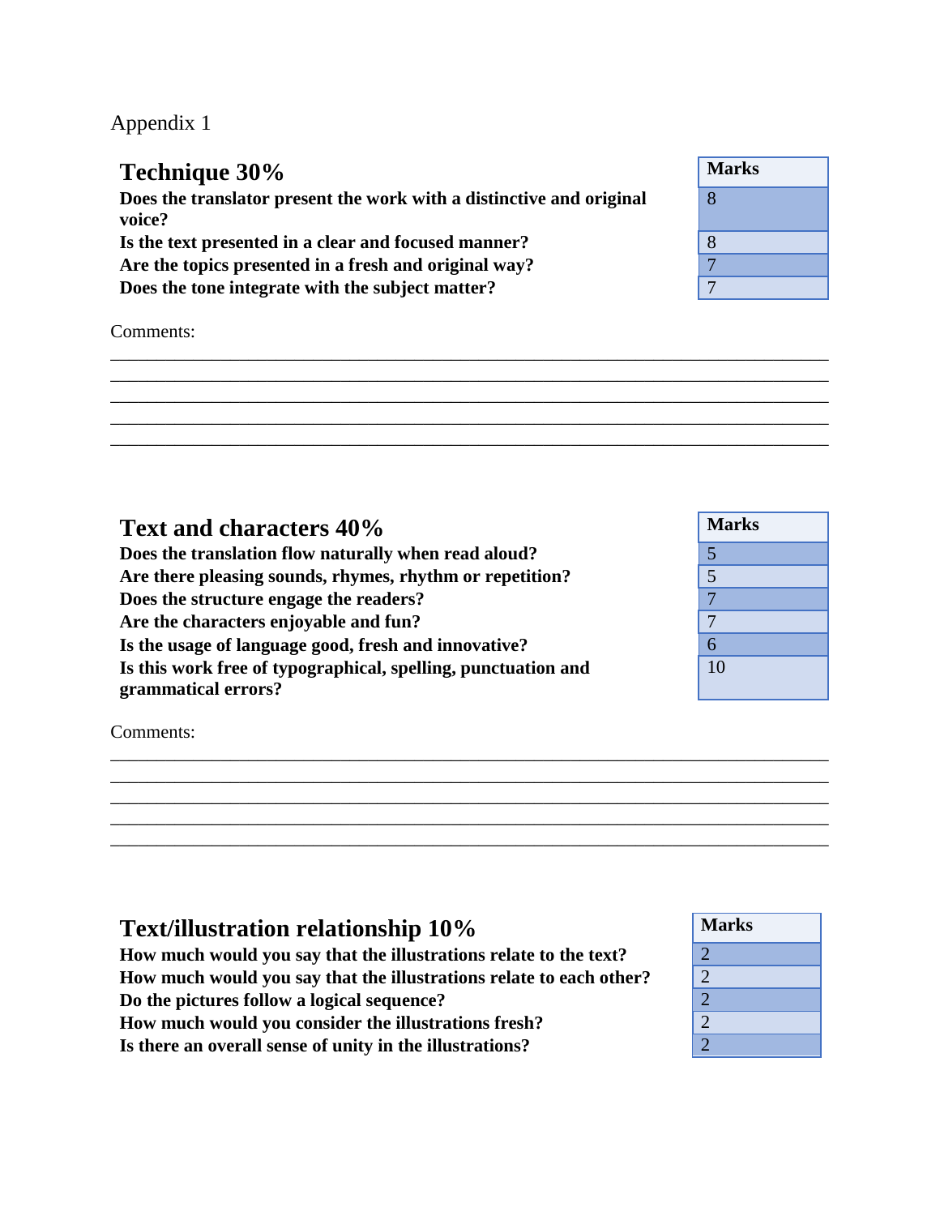Appendix 1

| **Technique 30%** | **Marks** |
|---|---|
| **Does the translator present the work with a distinctive and original voice?** | 8 |
| **Is the text presented in a clear and focused manner?** | 8 |
| **Are the topics presented in a fresh and original way?** | 7 |
| **Does the tone integrate with the subject matter?** | 7 |

Comments:

_____________________________________________________________________________
_____________________________________________________________________________
_____________________________________________________________________________
_____________________________________________________________________________
_____________________________________________________________________________

| **Text and characters 40%** | **Marks** |
|---|---|
| **Does the translation flow naturally when read aloud?** | 5 |
| **Are there pleasing sounds, rhymes, rhythm or repetition?** | 5 |
| **Does the structure engage the readers?** | 7 |
| **Are the characters enjoyable and fun?** | 7 |
| **Is the usage of language good, fresh and innovative?** | 6 |
| **Is this work free of typographical, spelling, punctuation and grammatical errors?** | 10 |

Comments:

_____________________________________________________________________________
_____________________________________________________________________________
_____________________________________________________________________________
_____________________________________________________________________________
_____________________________________________________________________________

| **Text/illustration relationship 10%** | **Marks** |
|---|---|
| **How much would you say that the illustrations relate to the text?** | 2 |
| **How much would you say that the illustrations relate to each other?** | 2 |
| **Do the pictures follow a logical sequence?** | 2 |
| **How much would you consider the illustrations fresh?** | 2 |
| **Is there an overall sense of unity in the illustrations?** | 2 |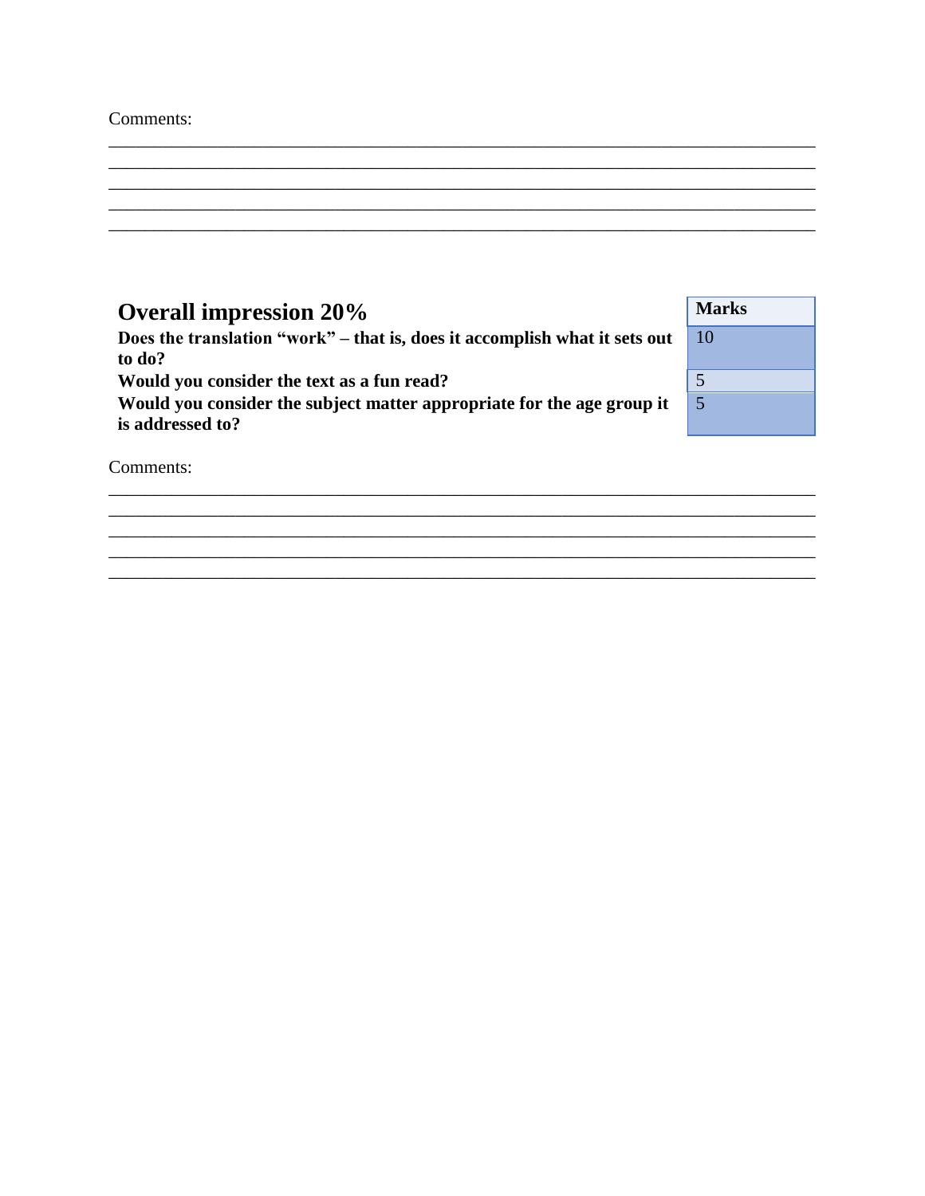Comments:

\_\_\_\_\_\_\_\_\_\_\_\_\_\_\_\_\_\_\_\_\_\_\_\_\_\_\_\_\_\_\_\_\_\_\_\_\_\_\_\_\_\_\_\_\_\_\_\_\_\_\_\_\_\_\_\_\_\_\_\_\_\_\_\_\_\_\_\_\_\_\_\_\_\_\_\_\_\_

\_\_\_\_\_\_\_\_\_\_\_\_\_\_\_\_\_\_\_\_\_\_\_\_\_\_\_\_\_\_\_\_\_\_\_\_\_\_\_\_\_\_\_\_\_\_\_\_\_\_\_\_\_\_\_\_\_\_\_\_\_\_\_\_\_\_\_\_\_\_\_\_\_\_\_\_\_\_

\_\_\_\_\_\_\_\_\_\_\_\_\_\_\_\_\_\_\_\_\_\_\_\_\_\_\_\_\_\_\_\_\_\_\_\_\_\_\_\_\_\_\_\_\_\_\_\_\_\_\_\_\_\_\_\_\_\_\_\_\_\_\_\_\_\_\_\_\_\_\_\_\_\_\_\_\_\_

\_\_\_\_\_\_\_\_\_\_\_\_\_\_\_\_\_\_\_\_\_\_\_\_\_\_\_\_\_\_\_\_\_\_\_\_\_\_\_\_\_\_\_\_\_\_\_\_\_\_\_\_\_\_\_\_\_\_\_\_\_\_\_\_\_\_\_\_\_\_\_\_\_\_\_\_\_\_

\_\_\_\_\_\_\_\_\_\_\_\_\_\_\_\_\_\_\_\_\_\_\_\_\_\_\_\_\_\_\_\_\_\_\_\_\_\_\_\_\_\_\_\_\_\_\_\_\_\_\_\_\_\_\_\_\_\_\_\_\_\_\_\_\_\_\_\_\_\_\_\_\_\_\_\_\_\_

| Overall impression 20% | Marks |
|---|---|
| **Does the translation "work" – that is, does it accomplish what it sets out to do?** | 10 |
| **Would you consider the text as a fun read?** | 5 |
| **Would you consider the subject matter appropriate for the age group it is addressed to?** | 5 |

Comments:

\_\_\_\_\_\_\_\_\_\_\_\_\_\_\_\_\_\_\_\_\_\_\_\_\_\_\_\_\_\_\_\_\_\_\_\_\_\_\_\_\_\_\_\_\_\_\_\_\_\_\_\_\_\_\_\_\_\_\_\_\_\_\_\_\_\_\_\_\_\_\_\_\_\_\_\_\_\_

\_\_\_\_\_\_\_\_\_\_\_\_\_\_\_\_\_\_\_\_\_\_\_\_\_\_\_\_\_\_\_\_\_\_\_\_\_\_\_\_\_\_\_\_\_\_\_\_\_\_\_\_\_\_\_\_\_\_\_\_\_\_\_\_\_\_\_\_\_\_\_\_\_\_\_\_\_\_

\_\_\_\_\_\_\_\_\_\_\_\_\_\_\_\_\_\_\_\_\_\_\_\_\_\_\_\_\_\_\_\_\_\_\_\_\_\_\_\_\_\_\_\_\_\_\_\_\_\_\_\_\_\_\_\_\_\_\_\_\_\_\_\_\_\_\_\_\_\_\_\_\_\_\_\_\_\_

\_\_\_\_\_\_\_\_\_\_\_\_\_\_\_\_\_\_\_\_\_\_\_\_\_\_\_\_\_\_\_\_\_\_\_\_\_\_\_\_\_\_\_\_\_\_\_\_\_\_\_\_\_\_\_\_\_\_\_\_\_\_\_\_\_\_\_\_\_\_\_\_\_\_\_\_\_\_

\_\_\_\_\_\_\_\_\_\_\_\_\_\_\_\_\_\_\_\_\_\_\_\_\_\_\_\_\_\_\_\_\_\_\_\_\_\_\_\_\_\_\_\_\_\_\_\_\_\_\_\_\_\_\_\_\_\_\_\_\_\_\_\_\_\_\_\_\_\_\_\_\_\_\_\_\_\_